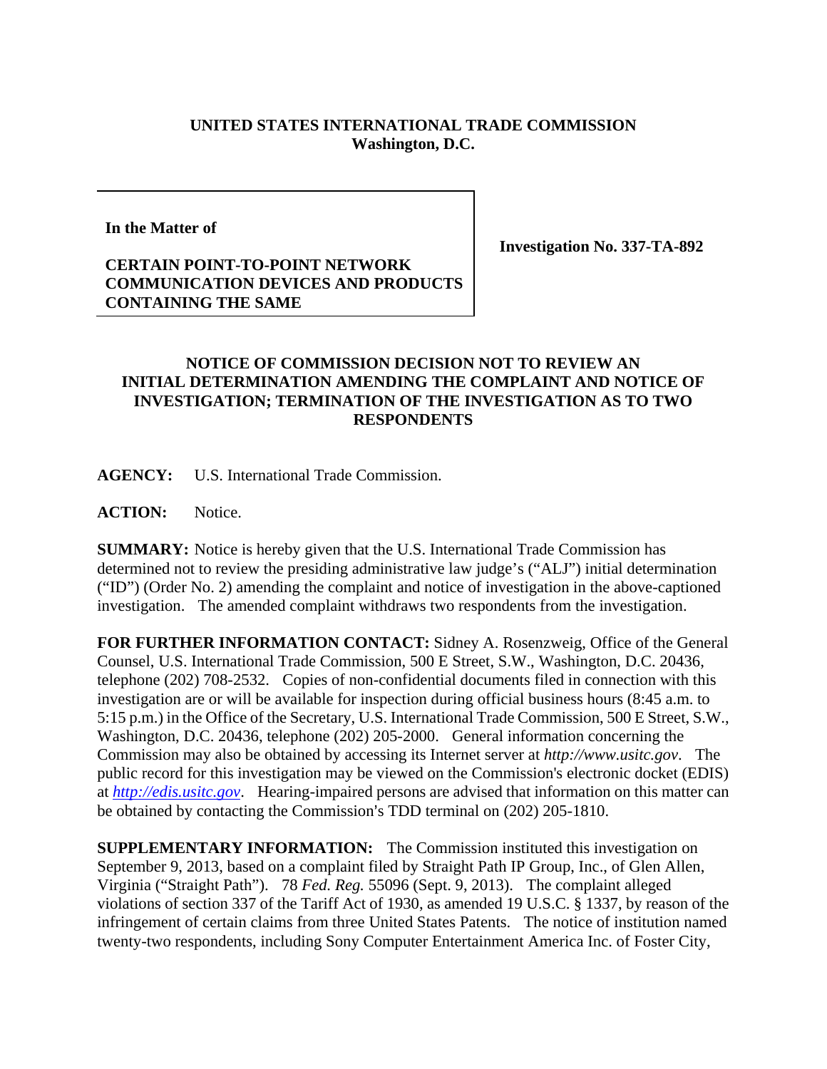**UNITED STATES INTERNATIONAL TRADE COMMISSION**
**Washington, D.C.**

| In the Matter of<br><br>**CERTAIN POINT-TO-POINT NETWORK COMMUNICATION DEVICES AND PRODUCTS CONTAINING THE SAME** | **Investigation No. 337-TA-892** |
|---|---|

## NOTICE OF COMMISSION DECISION NOT TO REVIEW AN INITIAL DETERMINATION AMENDING THE COMPLAINT AND NOTICE OF INVESTIGATION; TERMINATION OF THE INVESTIGATION AS TO TWO RESPONDENTS

**AGENCY:** U.S. International Trade Commission.

**ACTION:** Notice.

**SUMMARY:** Notice is hereby given that the U.S. International Trade Commission has determined not to review the presiding administrative law judge's ("ALJ") initial determination ("ID") (Order No. 2) amending the complaint and notice of investigation in the above-captioned investigation. The amended complaint withdraws two respondents from the investigation.

**FOR FURTHER INFORMATION CONTACT:** Sidney A. Rosenzweig, Office of the General Counsel, U.S. International Trade Commission, 500 E Street, S.W., Washington, D.C. 20436, telephone (202) 708-2532. Copies of non-confidential documents filed in connection with this investigation are or will be available for inspection during official business hours (8:45 a.m. to 5:15 p.m.) in the Office of the Secretary, U.S. International Trade Commission, 500 E Street, S.W., Washington, D.C. 20436, telephone (202) 205-2000. General information concerning the Commission may also be obtained by accessing its Internet server at *http://www.usitc.gov*. The public record for this investigation may be viewed on the Commission's electronic docket (EDIS) at *http://edis.usitc.gov*. Hearing-impaired persons are advised that information on this matter can be obtained by contacting the Commission's TDD terminal on (202) 205-1810.

**SUPPLEMENTARY INFORMATION:** The Commission instituted this investigation on September 9, 2013, based on a complaint filed by Straight Path IP Group, Inc., of Glen Allen, Virginia ("Straight Path"). 78 *Fed. Reg.* 55096 (Sept. 9, 2013). The complaint alleged violations of section 337 of the Tariff Act of 1930, as amended 19 U.S.C. § 1337, by reason of the infringement of certain claims from three United States Patents. The notice of institution named twenty-two respondents, including Sony Computer Entertainment America Inc. of Foster City,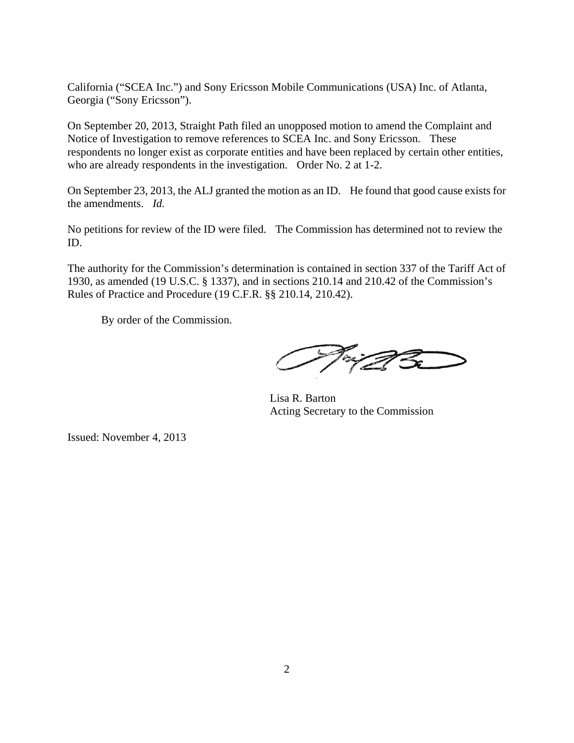California ("SCEA Inc.") and Sony Ericsson Mobile Communications (USA) Inc. of Atlanta, Georgia ("Sony Ericsson").

On September 20, 2013, Straight Path filed an unopposed motion to amend the Complaint and Notice of Investigation to remove references to SCEA Inc. and Sony Ericsson. These respondents no longer exist as corporate entities and have been replaced by certain other entities, who are already respondents in the investigation. Order No. 2 at 1-2.

On September 23, 2013, the ALJ granted the motion as an ID. He found that good cause exists for the amendments. *Id.*

No petitions for review of the ID were filed. The Commission has determined not to review the ID.

The authority for the Commission's determination is contained in section 337 of the Tariff Act of 1930, as amended (19 U.S.C. § 1337), and in sections 210.14 and 210.42 of the Commission's Rules of Practice and Procedure (19 C.F.R. §§ 210.14, 210.42).

By order of the Commission.

Lisa R. Barton
Acting Secretary to the Commission

Issued: November 4, 2013